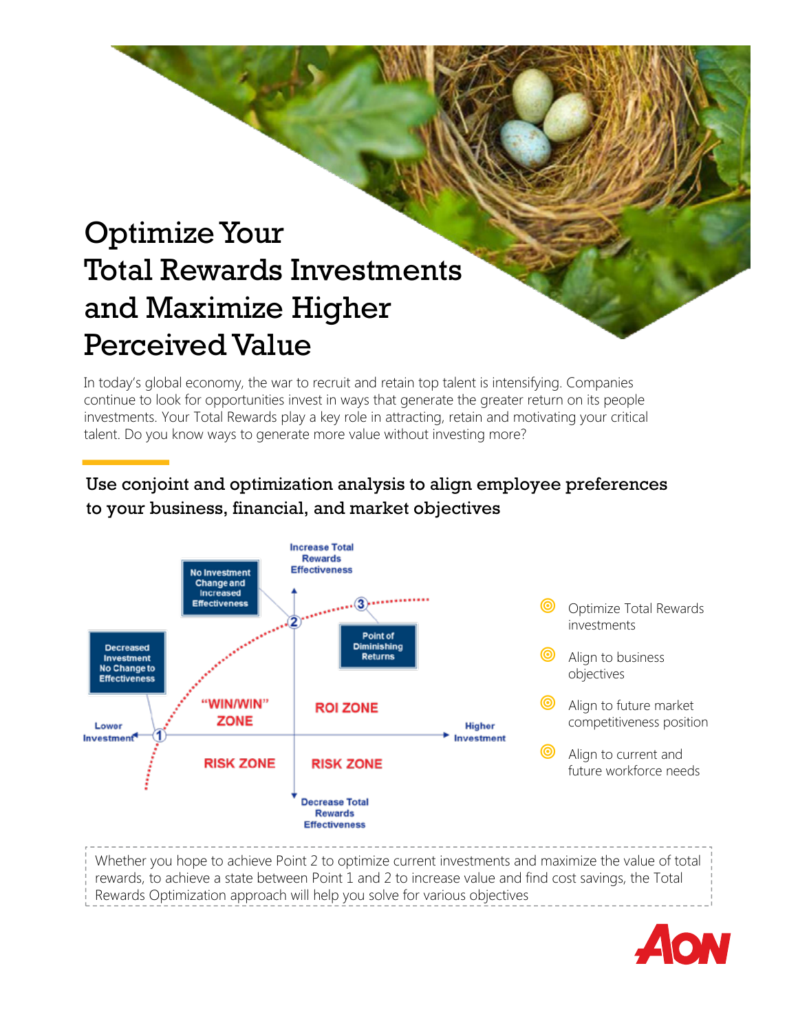# Optimize Your Total Rewards Investments and Maximize Higher Perceived Value

In today's global economy, the war to recruit and retain top talent is intensifying. Companies continue to look for opportunities invest in ways that generate the greater return on its people investments. Your Total Rewards play a key role in attracting, retain and motivating your critical talent. Do you know ways to generate more value without investing more?

## Use conjoint and optimization analysis to align employee preferences to your business, financial, and market objectives

Increase Total Rewards Effectiveness

No Investment Change and Increased Effectiveness

Decreased Investment No Change to Effectiveness

Point of Diminishing Returns

"WIN/WIN" ZONE

ROI ZONE

Lower Investment

Higher Investment

RISK ZONE

RISK ZONE

Decrease Total Rewards Effectiveness

- Optimize Total Rewards investments
- Align to business objectives
- Align to future market competitiveness position
- Align to current and future workforce needs

Whether you hope to achieve Point 2 to optimize current investments and maximize the value of total rewards, to achieve a state between Point 1 and 2 to increase value and find cost savings, the Total Rewards Optimization approach will help you solve for various objectives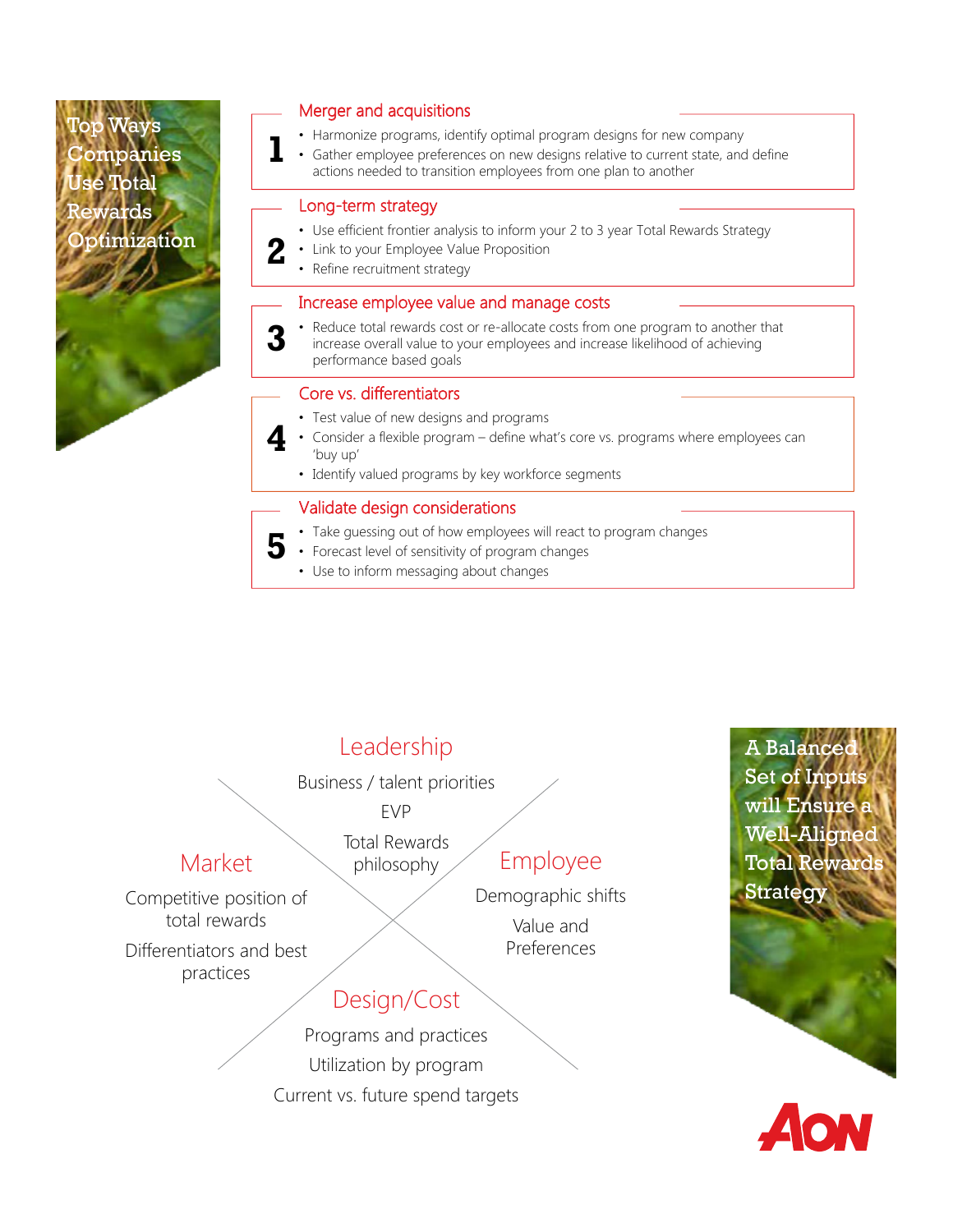## Top Ways Companies Use Total Rewards Optimization

### 1 Merger and acquisitions

- Harmonize programs, identify optimal program designs for new company
- Gather employee preferences on new designs relative to current state, and define actions needed to transition employees from one plan to another

### 2 Long-term strategy

- Use efficient frontier analysis to inform your 2 to 3 year Total Rewards Strategy
- Link to your Employee Value Proposition
- Refine recruitment strategy

### 3 Increase employee value and manage costs

- Reduce total rewards cost or re-allocate costs from one program to another that increase overall value to your employees and increase likelihood of achieving performance based goals

### 4 Core vs. differentiators

- Test value of new designs and programs
- Consider a flexible program – define what's core vs. programs where employees can 'buy up'
- Identify valued programs by key workforce segments

### 5 Validate design considerations

- Take guessing out of how employees will react to program changes
- Forecast level of sensitivity of program changes
- Use to inform messaging about changes

## A Balanced Set of Inputs will Ensure a Well-Aligned Total Rewards Strategy

### Leadership

Business / talent priorities

EVP

Total Rewards philosophy

### Market

Competitive position of total rewards

Differentiators and best practices

### Employee

Demographic shifts

Value and Preferences

### Design/Cost

Programs and practices

Utilization by program

Current vs. future spend targets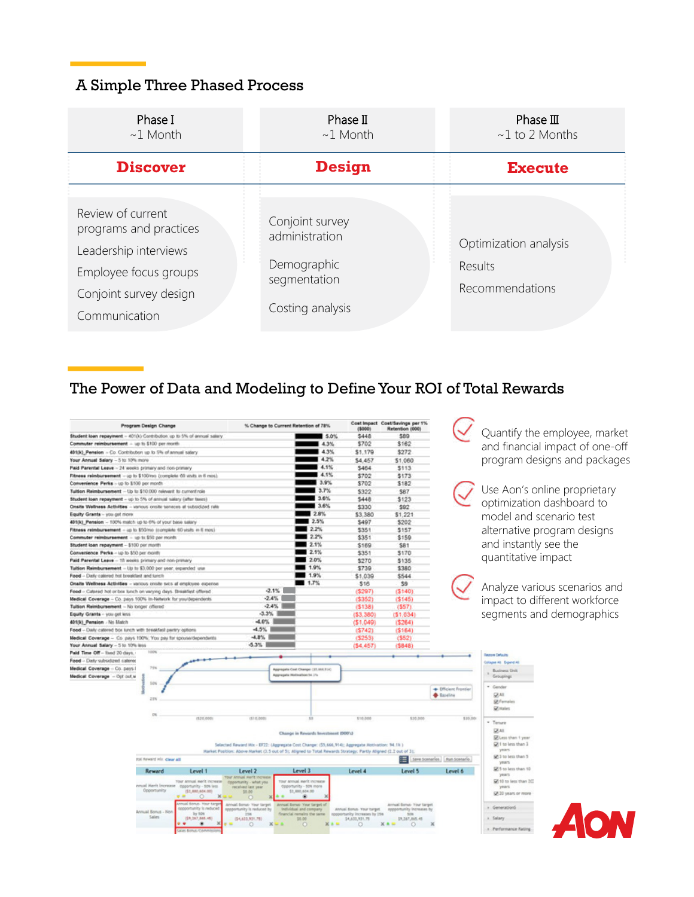## A Simple Three Phased Process

| Phase I<br>~1 Month | Phase II<br>~1 Month | Phase III<br>~1 to 2 Months |
|---|---|---|
| **Discover** | **Design** | **Execute** |
| Review of current programs and practices<br>Leadership interviews<br>Employee focus groups<br>Conjoint survey design<br>Communication | Conjoint survey administration<br>Demographic segmentation<br>Costing analysis | Optimization analysis<br>Results<br>Recommendations |

## The Power of Data and Modeling to Define Your ROI of Total Rewards

- Quantify the employee, market and financial impact of one-off program designs and packages
- Use Aon's online proprietary optimization dashboard to model and scenario test alternative program designs and instantly see the quantitative impact
- Analyze various scenarios and impact to different workforce segments and demographics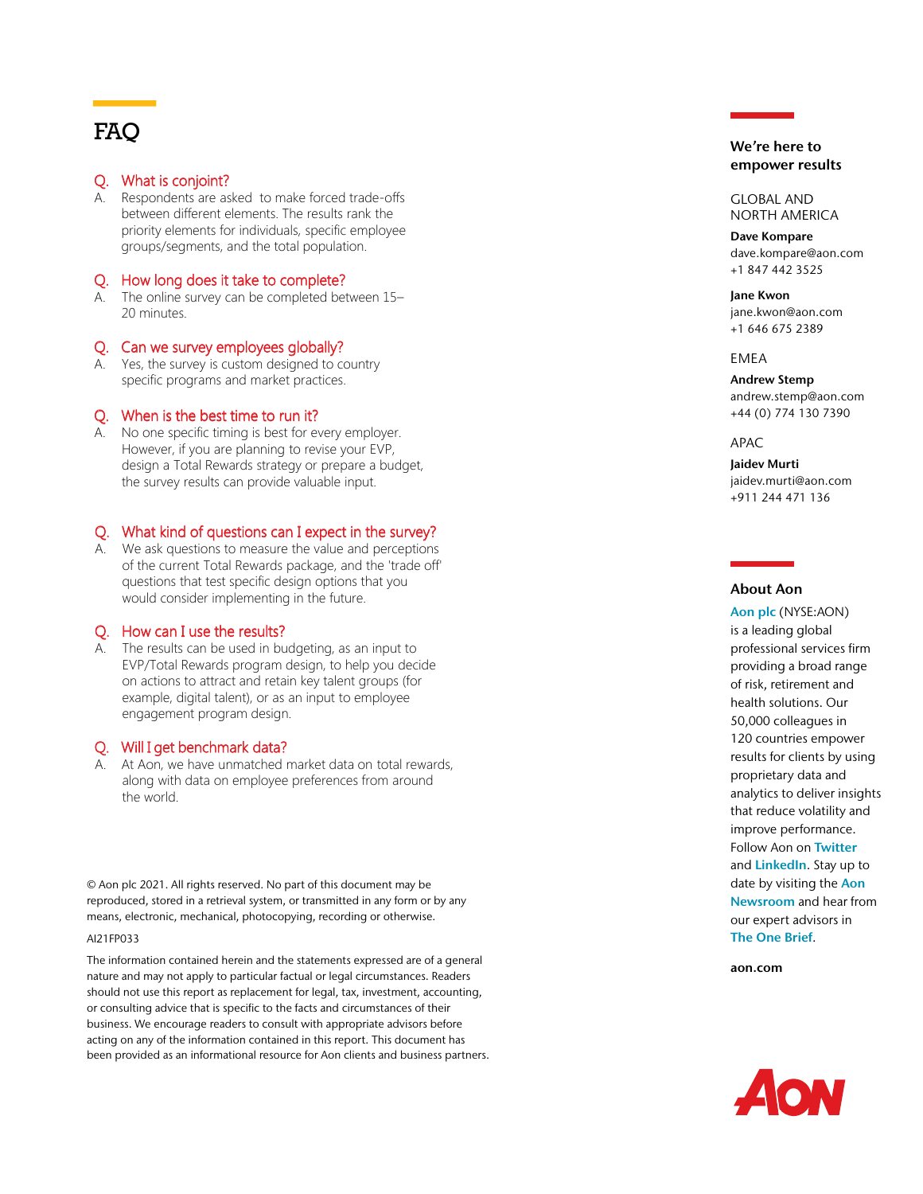# FAQ

**Q. What is conjoint?**

A. Respondents are asked to make forced trade-offs between different elements. The results rank the priority elements for individuals, specific employee groups/segments, and the total population.

**Q. How long does it take to complete?**

A. The online survey can be completed between 15–20 minutes.

**Q. Can we survey employees globally?**

A. Yes, the survey is custom designed to country specific programs and market practices.

**Q. When is the best time to run it?**

A. No one specific timing is best for every employer. However, if you are planning to revise your EVP, design a Total Rewards strategy or prepare a budget, the survey results can provide valuable input.

**Q. What kind of questions can I expect in the survey?**

A. We ask questions to measure the value and perceptions of the current Total Rewards package, and the 'trade off' questions that test specific design options that you would consider implementing in the future.

**Q. How can I use the results?**

A. The results can be used in budgeting, as an input to EVP/Total Rewards program design, to help you decide on actions to attract and retain key talent groups (for example, digital talent), or as an input to employee engagement program design.

**Q. Will I get benchmark data?**

A. At Aon, we have unmatched market data on total rewards, along with data on employee preferences from around the world.

© Aon plc 2021. All rights reserved. No part of this document may be reproduced, stored in a retrieval system, or transmitted in any form or by any means, electronic, mechanical, photocopying, recording or otherwise.

AI21FP033

The information contained herein and the statements expressed are of a general nature and may not apply to particular factual or legal circumstances. Readers should not use this report as replacement for legal, tax, investment, accounting, or consulting advice that is specific to the facts and circumstances of their business. We encourage readers to consult with appropriate advisors before acting on any of the information contained in this report. This document has been provided as an informational resource for Aon clients and business partners.

## We're here to empower results

GLOBAL AND NORTH AMERICA

**Dave Kompare**
dave.kompare@aon.com
+1 847 442 3525

**Jane Kwon**
jane.kwon@aon.com
+1 646 675 2389

EMEA

**Andrew Stemp**
andrew.stemp@aon.com
+44 (0) 774 130 7390

APAC

**Jaidev Murti**
jaidev.murti@aon.com
+911 244 471 136

## About Aon

**Aon plc** (NYSE:AON) is a leading global professional services firm providing a broad range of risk, retirement and health solutions. Our 50,000 colleagues in 120 countries empower results for clients by using proprietary data and analytics to deliver insights that reduce volatility and improve performance. Follow Aon on **Twitter** and **LinkedIn**. Stay up to date by visiting the **Aon Newsroom** and hear from our expert advisors in **The One Brief**.

**aon.com**